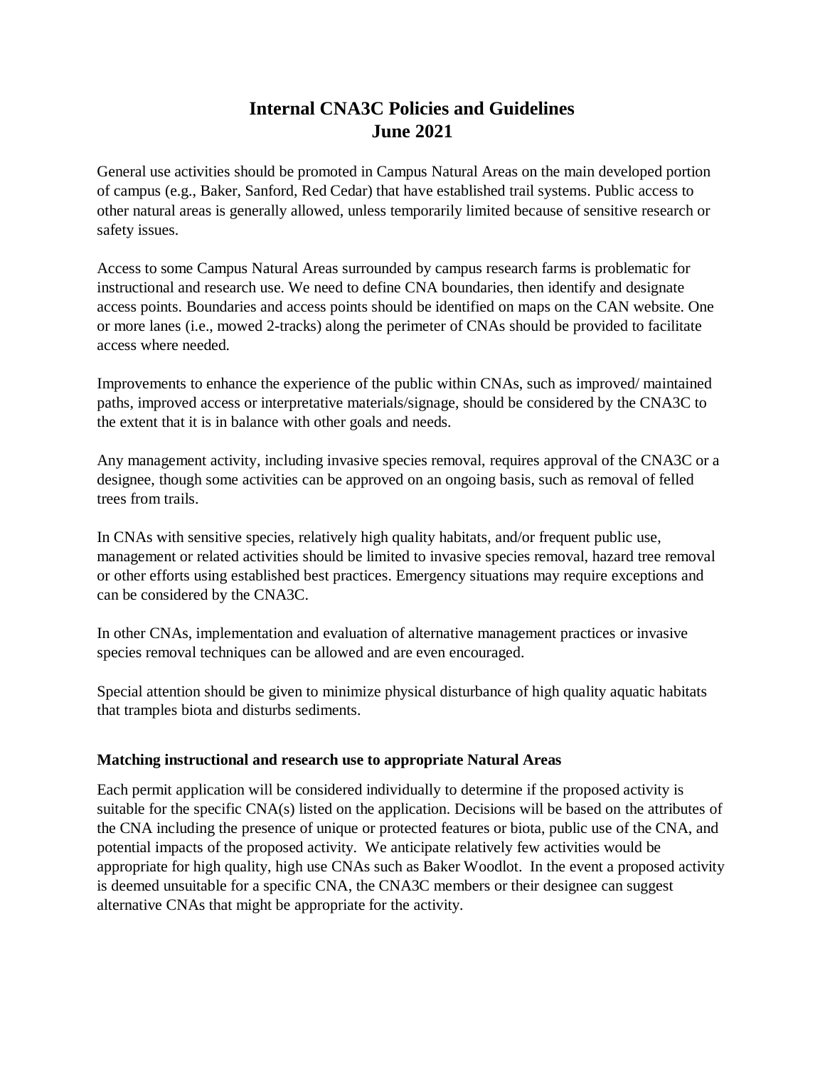# Internal CNA3C Policies and Guidelines
# June 2021

General use activities should be promoted in Campus Natural Areas on the main developed portion of campus (e.g., Baker, Sanford, Red Cedar) that have established trail systems. Public access to other natural areas is generally allowed, unless temporarily limited because of sensitive research or safety issues.

Access to some Campus Natural Areas surrounded by campus research farms is problematic for instructional and research use. We need to define CNA boundaries, then identify and designate access points. Boundaries and access points should be identified on maps on the CAN website. One or more lanes (i.e., mowed 2-tracks) along the perimeter of CNAs should be provided to facilitate access where needed.

Improvements to enhance the experience of the public within CNAs, such as improved/ maintained paths, improved access or interpretative materials/signage, should be considered by the CNA3C to the extent that it is in balance with other goals and needs.

Any management activity, including invasive species removal, requires approval of the CNA3C or a designee, though some activities can be approved on an ongoing basis, such as removal of felled trees from trails.

In CNAs with sensitive species, relatively high quality habitats, and/or frequent public use, management or related activities should be limited to invasive species removal, hazard tree removal or other efforts using established best practices. Emergency situations may require exceptions and can be considered by the CNA3C.

In other CNAs, implementation and evaluation of alternative management practices or invasive species removal techniques can be allowed and are even encouraged.

Special attention should be given to minimize physical disturbance of high quality aquatic habitats that tramples biota and disturbs sediments.

### Matching instructional and research use to appropriate Natural Areas

Each permit application will be considered individually to determine if the proposed activity is suitable for the specific CNA(s) listed on the application. Decisions will be based on the attributes of the CNA including the presence of unique or protected features or biota, public use of the CNA, and potential impacts of the proposed activity. We anticipate relatively few activities would be appropriate for high quality, high use CNAs such as Baker Woodlot. In the event a proposed activity is deemed unsuitable for a specific CNA, the CNA3C members or their designee can suggest alternative CNAs that might be appropriate for the activity.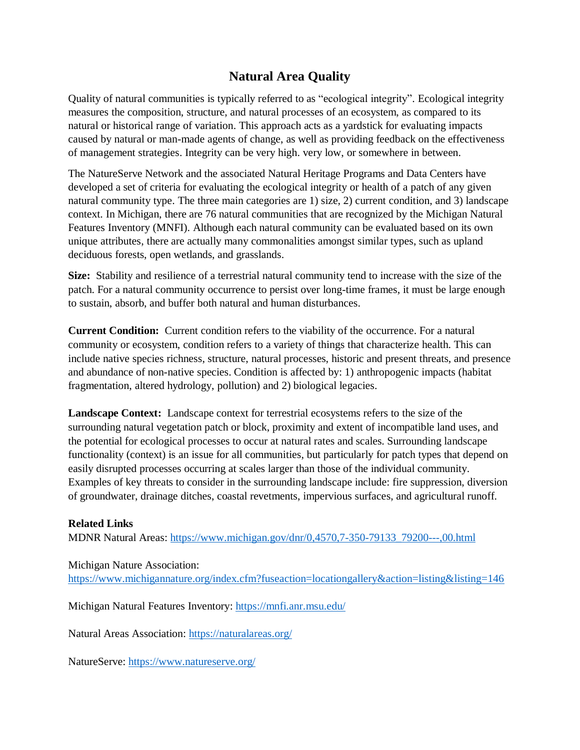# Natural Area Quality

Quality of natural communities is typically referred to as "ecological integrity". Ecological integrity measures the composition, structure, and natural processes of an ecosystem, as compared to its natural or historical range of variation. This approach acts as a yardstick for evaluating impacts caused by natural or man-made agents of change, as well as providing feedback on the effectiveness of management strategies. Integrity can be very high. very low, or somewhere in between.

The NatureServe Network and the associated Natural Heritage Programs and Data Centers have developed a set of criteria for evaluating the ecological integrity or health of a patch of any given natural community type. The three main categories are 1) size, 2) current condition, and 3) landscape context. In Michigan, there are 76 natural communities that are recognized by the Michigan Natural Features Inventory (MNFI). Although each natural community can be evaluated based on its own unique attributes, there are actually many commonalities amongst similar types, such as upland deciduous forests, open wetlands, and grasslands.

**Size:** Stability and resilience of a terrestrial natural community tend to increase with the size of the patch. For a natural community occurrence to persist over long-time frames, it must be large enough to sustain, absorb, and buffer both natural and human disturbances.

**Current Condition:** Current condition refers to the viability of the occurrence. For a natural community or ecosystem, condition refers to a variety of things that characterize health. This can include native species richness, structure, natural processes, historic and present threats, and presence and abundance of non-native species. Condition is affected by: 1) anthropogenic impacts (habitat fragmentation, altered hydrology, pollution) and 2) biological legacies.

**Landscape Context:** Landscape context for terrestrial ecosystems refers to the size of the surrounding natural vegetation patch or block, proximity and extent of incompatible land uses, and the potential for ecological processes to occur at natural rates and scales. Surrounding landscape functionality (context) is an issue for all communities, but particularly for patch types that depend on easily disrupted processes occurring at scales larger than those of the individual community. Examples of key threats to consider in the surrounding landscape include: fire suppression, diversion of groundwater, drainage ditches, coastal revetments, impervious surfaces, and agricultural runoff.

**Related Links**

MDNR Natural Areas: https://www.michigan.gov/dnr/0,4570,7-350-79133_79200---,00.html

Michigan Nature Association:
https://www.michigannature.org/index.cfm?fuseaction=locationgallery&action=listing&listing=146

Michigan Natural Features Inventory: https://mnfi.anr.msu.edu/

Natural Areas Association: https://naturalareas.org/

NatureServe: https://www.natureserve.org/